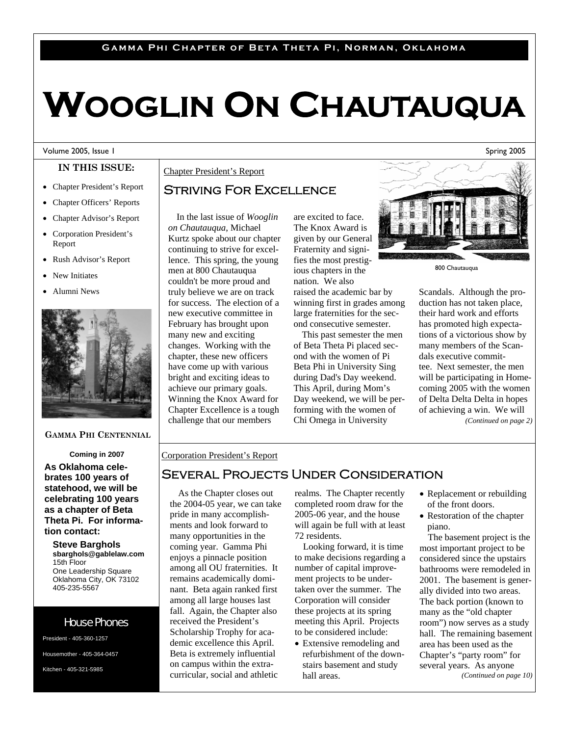Gamma Phi Chapter of Beta Theta Pi, Norman, Oklahoma

# Wooglin On Chautauqua

Volume 2005, Issue 1 — Spring 2005

**IN THIS ISSUE:**

- Chapter President's Report
- Chapter Officers' Reports
- Chapter Advisor's Report
- Corporation President's Report
- Rush Advisor's Report
- New Initiates
- Alumni News

**GAMMA PHI CENTENNIAL**

**Coming in 2007**

**As Oklahoma celebrates 100 years of statehood, we will be celebrating 100 years as a chapter of Beta Theta Pi. For information contact:**

**Steve Barghols**
**sbarghols@gablelaw.com**
15th Floor
One Leadership Square
Oklahoma City, OK 73102
405-235-5567

## House Phones

President - 405-360-1257

Housemother - 405-364-0457

Kitchen - 405-321-5985

Chapter President's Report

## Striving For Excellence

In the last issue of *Wooglin on Chautauqua*, Michael Kurtz spoke about our chapter continuing to strive for excellence. This spring, the young men at 800 Chautauqua couldn't be more proud and truly believe we are on track for success. The election of a new executive committee in February has brought upon many new and exciting changes. Working with the chapter, these new officers have come up with various bright and exciting ideas to achieve our primary goals. Winning the Knox Award for Chapter Excellence is a tough challenge that our members are excited to face. The Knox Award is given by our General Fraternity and signifies the most prestigious chapters in the nation. We also raised the academic bar by winning first in grades among large fraternities for the second consecutive semester.

This past semester the men of Beta Theta Pi placed second with the women of Pi Beta Phi in University Sing during Dad's Day weekend. This April, during Mom's Day weekend, we will be performing with the women of Chi Omega in University Scandals. Although the production has not taken place, their hard work and efforts has promoted high expectations of a victorious show by many members of the Scandals executive committee. Next semester, the men will be participating in Homecoming 2005 with the women of Delta Delta Delta in hopes of achieving a win. We will *(Continued on page 2)*

800 Chautauqua

Corporation President's Report

## Several Projects Under Consideration

As the Chapter closes out the 2004-05 year, we can take pride in many accomplishments and look forward to many opportunities in the coming year. Gamma Phi enjoys a pinnacle position among all OU fraternities. It remains academically dominant. Beta again ranked first among all large houses last fall. Again, the Chapter also received the President's Scholarship Trophy for academic excellence this April. Beta is extremely influential on campus within the extra-curricular, social and athletic realms. The Chapter recently completed room draw for the 2005-06 year, and the house will again be full with at least 72 residents.

Looking forward, it is time to make decisions regarding a number of capital improvement projects to be undertaken over the summer. The Corporation will consider these projects at its spring meeting this April. Projects to be considered include:

- Extensive remodeling and refurbishment of the downstairs basement and study hall areas.
- Replacement or rebuilding of the front doors.
- Restoration of the chapter piano.

The basement project is the most important project to be considered since the upstairs bathrooms were remodeled in 2001. The basement is generally divided into two areas. The back portion (known to many as the "old chapter room") now serves as a study hall. The remaining basement area has been used as the Chapter's "party room" for several years. As anyone *(Continued on page 10)*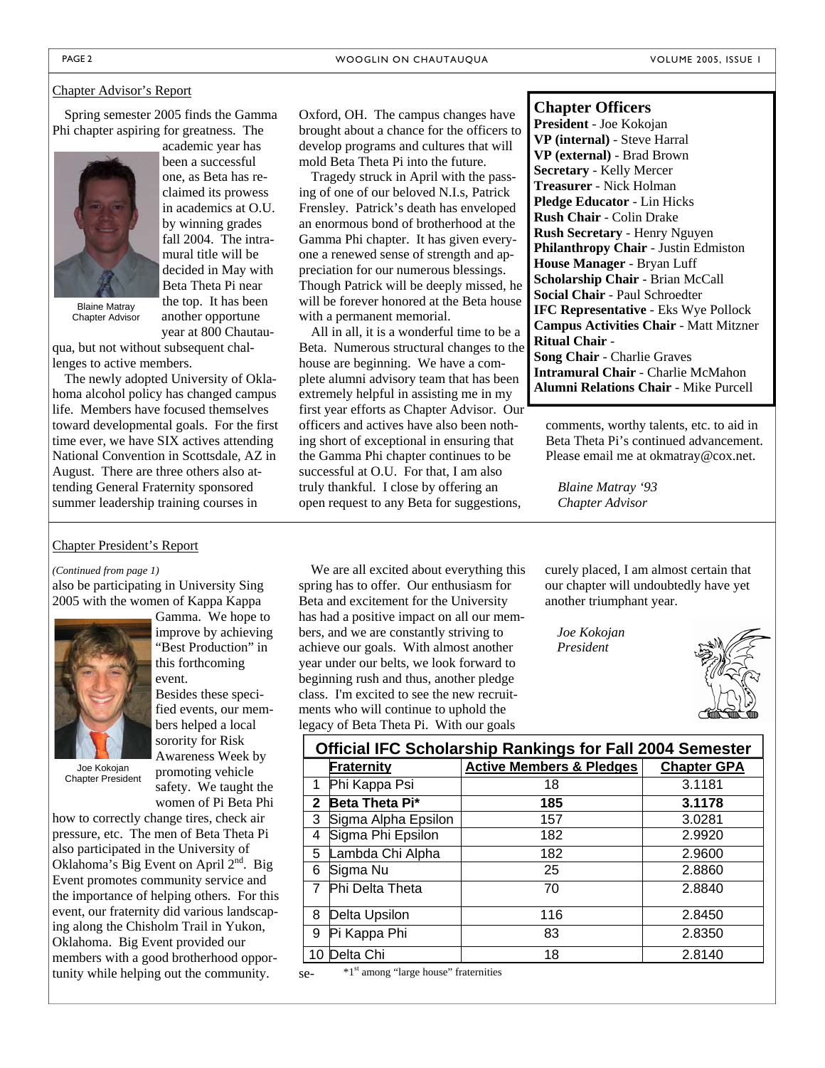## Chapter Advisor's Report

Spring semester 2005 finds the Gamma Phi chapter aspiring for greatness. The academic year has been a successful one, as Beta has reclaimed its prowess in academics at O.U. by winning grades fall 2004. The intramural title will be decided in May with Beta Theta Pi near the top. It has been another opportune year at 800 Chautauqua, but not without subsequent challenges to active members.

Blaine Matray
Chapter Advisor

The newly adopted University of Oklahoma alcohol policy has changed campus life. Members have focused themselves toward developmental goals. For the first time ever, we have SIX actives attending National Convention in Scottsdale, AZ in August. There are three others also attending General Fraternity sponsored summer leadership training courses in Oxford, OH. The campus changes have brought about a chance for the officers to develop programs and cultures that will mold Beta Theta Pi into the future.

Tragedy struck in April with the passing of one of our beloved N.I.s, Patrick Frensley. Patrick's death has enveloped an enormous bond of brotherhood at the Gamma Phi chapter. It has given everyone a renewed sense of strength and appreciation for our numerous blessings. Though Patrick will be deeply missed, he will be forever honored at the Beta house with a permanent memorial.

All in all, it is a wonderful time to be a Beta. Numerous structural changes to the house are beginning. We have a complete alumni advisory team that has been extremely helpful in assisting me in my first year efforts as Chapter Advisor. Our officers and actives have also been nothing short of exceptional in ensuring that the Gamma Phi chapter continues to be successful at O.U. For that, I am also truly thankful. I close by offering an open request to any Beta for suggestions, comments, worthy talents, etc. to aid in Beta Theta Pi's continued advancement. Please email me at okmatray@cox.net.

*Blaine Matray '93*
*Chapter Advisor*

## Chapter Officers

**President** - Joe Kokojan
**VP (internal)** - Steve Harral
**VP (external)** - Brad Brown
**Secretary** - Kelly Mercer
**Treasurer** - Nick Holman
**Pledge Educator** - Lin Hicks
**Rush Chair** - Colin Drake
**Rush Secretary** - Henry Nguyen
**Philanthropy Chair** - Justin Edmiston
**House Manager** - Bryan Luff
**Scholarship Chair** - Brian McCall
**Social Chair** - Paul Schroedter
**IFC Representative** - Eks Wye Pollock
**Campus Activities Chair** - Matt Mitzner
**Ritual Chair** -
**Song Chair** - Charlie Graves
**Intramural Chair** - Charlie McMahon
**Alumni Relations Chair** - Mike Purcell

## Chapter President's Report

*(Continued from page 1)*

also be participating in University Sing 2005 with the women of Kappa Kappa Gamma. We hope to improve by achieving "Best Production" in this forthcoming event.

Joe Kokojan
Chapter President

Besides these specified events, our members helped a local sorority for Risk Awareness Week by promoting vehicle safety. We taught the women of Pi Beta Phi how to correctly change tires, check air pressure, etc. The men of Beta Theta Pi also participated in the University of Oklahoma's Big Event on April 2nd. Big Event promotes community service and the importance of helping others. For this event, our fraternity did various landscaping along the Chisholm Trail in Yukon, Oklahoma. Big Event provided our members with a good brotherhood opportunity while helping out the community.

We are all excited about everything this spring has to offer. Our enthusiasm for Beta and excitement for the University has had a positive impact on all our members, and we are constantly striving to achieve our goals. With almost another year under our belts, we look forward to beginning rush and thus, another pledge class. I'm excited to see the new recruitments who will continue to uphold the legacy of Beta Theta Pi. With our goals securely placed, I am almost certain that our chapter will undoubtedly have yet another triumphant year.

*Joe Kokojan*
*President*

### Official IFC Scholarship Rankings for Fall 2004 Semester

| | Fraternity | Active Members & Pledges | Chapter GPA |
|---|---|---|---|
| 1 | Phi Kappa Psi | 18 | 3.1181 |
| **2** | **Beta Theta Pi*** | **185** | **3.1178** |
| 3 | Sigma Alpha Epsilon | 157 | 3.0281 |
| 4 | Sigma Phi Epsilon | 182 | 2.9920 |
| 5 | Lambda Chi Alpha | 182 | 2.9600 |
| 6 | Sigma Nu | 25 | 2.8860 |
| 7 | Phi Delta Theta | 70 | 2.8840 |
| 8 | Delta Upsilon | 116 | 2.8450 |
| 9 | Pi Kappa Phi | 83 | 2.8350 |
| 10 | Delta Chi | 18 | 2.8140 |

*1st among "large house" fraternities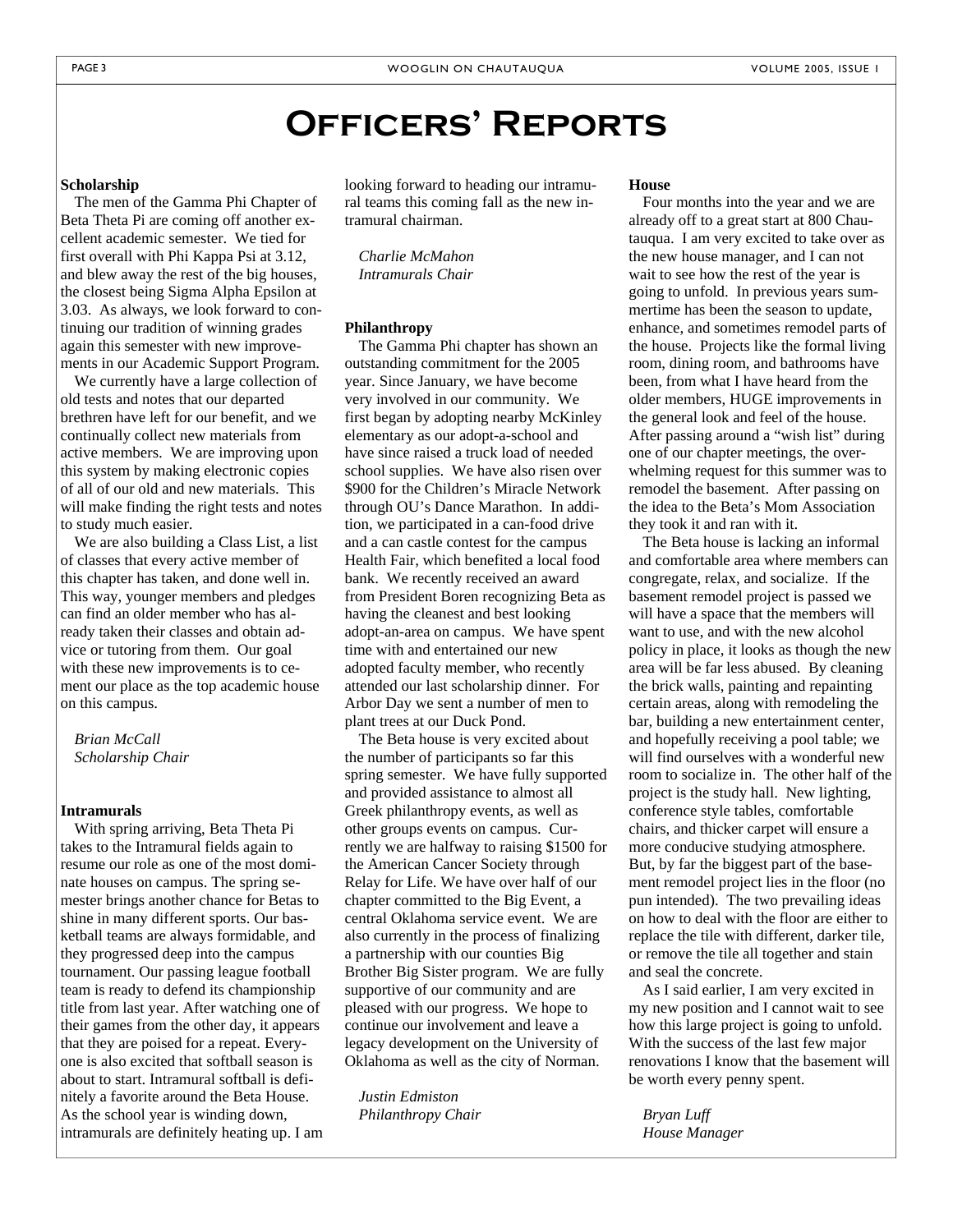# Officers' Reports

### Scholarship

The men of the Gamma Phi Chapter of Beta Theta Pi are coming off another excellent academic semester. We tied for first overall with Phi Kappa Psi at 3.12, and blew away the rest of the big houses, the closest being Sigma Alpha Epsilon at 3.03. As always, we look forward to continuing our tradition of winning grades again this semester with new improvements in our Academic Support Program.

We currently have a large collection of old tests and notes that our departed brethren have left for our benefit, and we continually collect new materials from active members. We are improving upon this system by making electronic copies of all of our old and new materials. This will make finding the right tests and notes to study much easier.

We are also building a Class List, a list of classes that every active member of this chapter has taken, and done well in. This way, younger members and pledges can find an older member who has already taken their classes and obtain advice or tutoring from them. Our goal with these new improvements is to cement our place as the top academic house on this campus.

*Brian McCall*
*Scholarship Chair*

### Intramurals

With spring arriving, Beta Theta Pi takes to the Intramural fields again to resume our role as one of the most dominate houses on campus. The spring semester brings another chance for Betas to shine in many different sports. Our basketball teams are always formidable, and they progressed deep into the campus tournament. Our passing league football team is ready to defend its championship title from last year. After watching one of their games from the other day, it appears that they are poised for a repeat. Everyone is also excited that softball season is about to start. Intramural softball is definitely a favorite around the Beta House. As the school year is winding down, intramurals are definitely heating up. I am looking forward to heading our intramural teams this coming fall as the new intramural chairman.

*Charlie McMahon*
*Intramurals Chair*

### Philanthropy

The Gamma Phi chapter has shown an outstanding commitment for the 2005 year. Since January, we have become very involved in our community. We first began by adopting nearby McKinley elementary as our adopt-a-school and have since raised a truck load of needed school supplies. We have also risen over $900 for the Children's Miracle Network through OU's Dance Marathon. In addition, we participated in a can-food drive and a can castle contest for the campus Health Fair, which benefited a local food bank. We recently received an award from President Boren recognizing Beta as having the cleanest and best looking adopt-an-area on campus. We have spent time with and entertained our new adopted faculty member, who recently attended our last scholarship dinner. For Arbor Day we sent a number of men to plant trees at our Duck Pond.

The Beta house is very excited about the number of participants so far this spring semester. We have fully supported and provided assistance to almost all Greek philanthropy events, as well as other groups events on campus. Currently we are halfway to raising $1500 for the American Cancer Society through Relay for Life. We have over half of our chapter committed to the Big Event, a central Oklahoma service event. We are also currently in the process of finalizing a partnership with our counties Big Brother Big Sister program. We are fully supportive of our community and are pleased with our progress. We hope to continue our involvement and leave a legacy development on the University of Oklahoma as well as the city of Norman.

*Justin Edmiston*
*Philanthropy Chair*

### House

Four months into the year and we are already off to a great start at 800 Chautauqua. I am very excited to take over as the new house manager, and I can not wait to see how the rest of the year is going to unfold. In previous years summertime has been the season to update, enhance, and sometimes remodel parts of the house. Projects like the formal living room, dining room, and bathrooms have been, from what I have heard from the older members, HUGE improvements in the general look and feel of the house. After passing around a "wish list" during one of our chapter meetings, the overwhelming request for this summer was to remodel the basement. After passing on the idea to the Beta's Mom Association they took it and ran with it.

The Beta house is lacking an informal and comfortable area where members can congregate, relax, and socialize. If the basement remodel project is passed we will have a space that the members will want to use, and with the new alcohol policy in place, it looks as though the new area will be far less abused. By cleaning the brick walls, painting and repainting certain areas, along with remodeling the bar, building a new entertainment center, and hopefully receiving a pool table; we will find ourselves with a wonderful new room to socialize in. The other half of the project is the study hall. New lighting, conference style tables, comfortable chairs, and thicker carpet will ensure a more conducive studying atmosphere. But, by far the biggest part of the basement remodel project lies in the floor (no pun intended). The two prevailing ideas on how to deal with the floor are either to replace the tile with different, darker tile, or remove the tile all together and stain and seal the concrete.

As I said earlier, I am very excited in my new position and I cannot wait to see how this large project is going to unfold. With the success of the last few major renovations I know that the basement will be worth every penny spent.

*Bryan Luff*
*House Manager*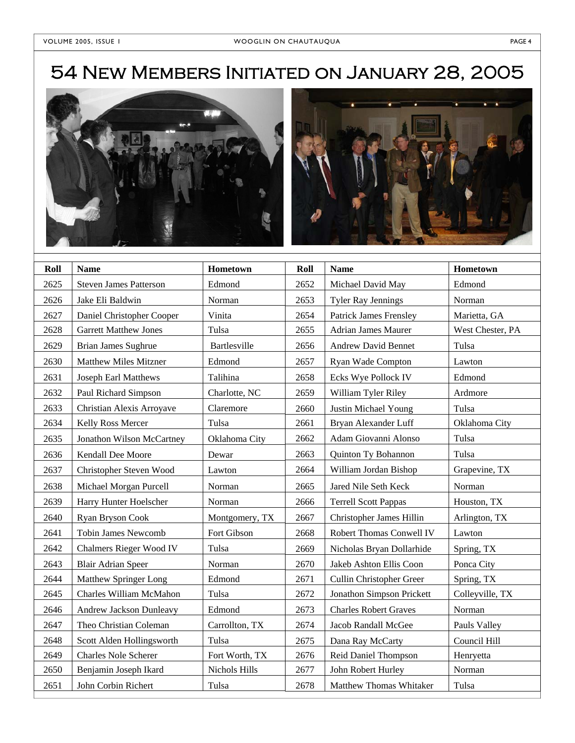# 54 New Members Initiated on January 28, 2005

| Roll | Name | Hometown | Roll | Name | Hometown |
|---|---|---|---|---|---|
| 2625 | Steven James Patterson | Edmond | 2652 | Michael David May | Edmond |
| 2626 | Jake Eli Baldwin | Norman | 2653 | Tyler Ray Jennings | Norman |
| 2627 | Daniel Christopher Cooper | Vinita | 2654 | Patrick James Frensley | Marietta, GA |
| 2628 | Garrett Matthew Jones | Tulsa | 2655 | Adrian James Maurer | West Chester, PA |
| 2629 | Brian James Sughrue | Bartlesville | 2656 | Andrew David Bennet | Tulsa |
| 2630 | Matthew Miles Mitzner | Edmond | 2657 | Ryan Wade Compton | Lawton |
| 2631 | Joseph Earl Matthews | Talihina | 2658 | Ecks Wye Pollock IV | Edmond |
| 2632 | Paul Richard Simpson | Charlotte, NC | 2659 | William Tyler Riley | Ardmore |
| 2633 | Christian Alexis Arroyave | Claremore | 2660 | Justin Michael Young | Tulsa |
| 2634 | Kelly Ross Mercer | Tulsa | 2661 | Bryan Alexander Luff | Oklahoma City |
| 2635 | Jonathon Wilson McCartney | Oklahoma City | 2662 | Adam Giovanni Alonso | Tulsa |
| 2636 | Kendall Dee Moore | Dewar | 2663 | Quinton Ty Bohannon | Tulsa |
| 2637 | Christopher Steven Wood | Lawton | 2664 | William Jordan Bishop | Grapevine, TX |
| 2638 | Michael Morgan Purcell | Norman | 2665 | Jared Nile Seth Keck | Norman |
| 2639 | Harry Hunter Hoelscher | Norman | 2666 | Terrell Scott Pappas | Houston, TX |
| 2640 | Ryan Bryson Cook | Montgomery, TX | 2667 | Christopher James Hillin | Arlington, TX |
| 2641 | Tobin James Newcomb | Fort Gibson | 2668 | Robert Thomas Conwell IV | Lawton |
| 2642 | Chalmers Rieger Wood IV | Tulsa | 2669 | Nicholas Bryan Dollarhide | Spring, TX |
| 2643 | Blair Adrian Speer | Norman | 2670 | Jakeb Ashton Ellis Coon | Ponca City |
| 2644 | Matthew Springer Long | Edmond | 2671 | Cullin Christopher Greer | Spring, TX |
| 2645 | Charles William McMahon | Tulsa | 2672 | Jonathon Simpson Prickett | Colleyville, TX |
| 2646 | Andrew Jackson Dunleavy | Edmond | 2673 | Charles Robert Graves | Norman |
| 2647 | Theo Christian Coleman | Carrollton, TX | 2674 | Jacob Randall McGee | Pauls Valley |
| 2648 | Scott Alden Hollingsworth | Tulsa | 2675 | Dana Ray McCarty | Council Hill |
| 2649 | Charles Nole Scherer | Fort Worth, TX | 2676 | Reid Daniel Thompson | Henryetta |
| 2650 | Benjamin Joseph Ikard | Nichols Hills | 2677 | John Robert Hurley | Norman |
| 2651 | John Corbin Richert | Tulsa | 2678 | Matthew Thomas Whitaker | Tulsa |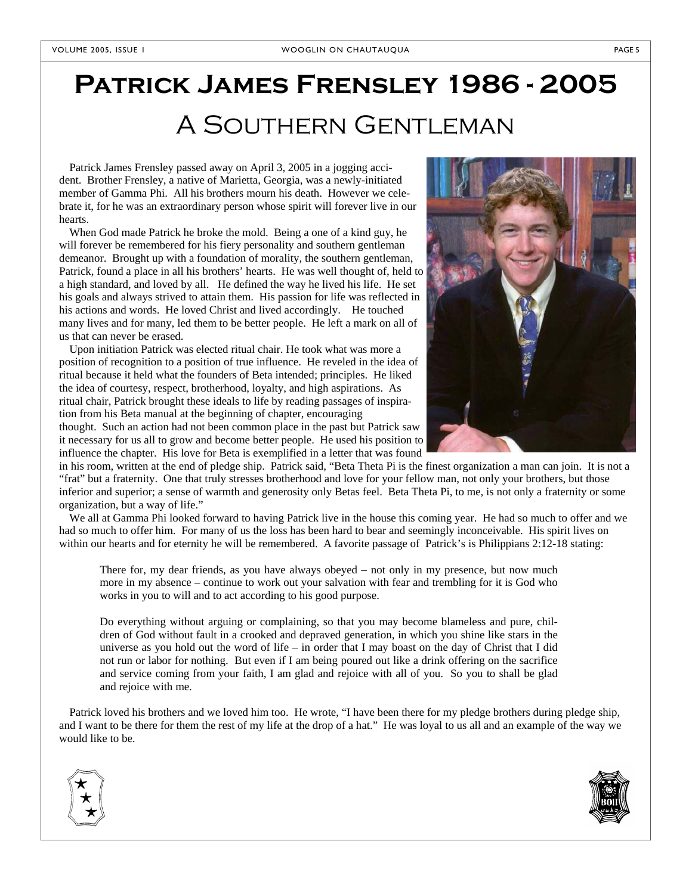# Patrick James Frensley 1986 - 2005

## A Southern Gentleman

Patrick James Frensley passed away on April 3, 2005 in a jogging accident. Brother Frensley, a native of Marietta, Georgia, was a newly-initiated member of Gamma Phi. All his brothers mourn his death. However we celebrate it, for he was an extraordinary person whose spirit will forever live in our hearts.

When God made Patrick he broke the mold. Being a one of a kind guy, he will forever be remembered for his fiery personality and southern gentleman demeanor. Brought up with a foundation of morality, the southern gentleman, Patrick, found a place in all his brothers' hearts. He was well thought of, held to a high standard, and loved by all. He defined the way he lived his life. He set his goals and always strived to attain them. His passion for life was reflected in his actions and words. He loved Christ and lived accordingly. He touched many lives and for many, led them to be better people. He left a mark on all of us that can never be erased.

Upon initiation Patrick was elected ritual chair. He took what was more a position of recognition to a position of true influence. He reveled in the idea of ritual because it held what the founders of Beta intended; principles. He liked the idea of courtesy, respect, brotherhood, loyalty, and high aspirations. As ritual chair, Patrick brought these ideals to life by reading passages of inspiration from his Beta manual at the beginning of chapter, encouraging thought. Such an action had not been common place in the past but Patrick saw it necessary for us all to grow and become better people. He used his position to influence the chapter. His love for Beta is exemplified in a letter that was found in his room, written at the end of pledge ship. Patrick said, "Beta Theta Pi is the finest organization a man can join. It is not a "frat" but a fraternity. One that truly stresses brotherhood and love for your fellow man, not only your brothers, but those inferior and superior; a sense of warmth and generosity only Betas feel. Beta Theta Pi, to me, is not only a fraternity or some organization, but a way of life."

We all at Gamma Phi looked forward to having Patrick live in the house this coming year. He had so much to offer and we had so much to offer him. For many of us the loss has been hard to bear and seemingly inconceivable. His spirit lives on within our hearts and for eternity he will be remembered. A favorite passage of Patrick's is Philippians 2:12-18 stating:

> There for, my dear friends, as you have always obeyed – not only in my presence, but now much more in my absence – continue to work out your salvation with fear and trembling for it is God who works in you to will and to act according to his good purpose.
>
> Do everything without arguing or complaining, so that you may become blameless and pure, children of God without fault in a crooked and depraved generation, in which you shine like stars in the universe as you hold out the word of life – in order that I may boast on the day of Christ that I did not run or labor for nothing. But even if I am being poured out like a drink offering on the sacrifice and service coming from your faith, I am glad and rejoice with all of you. So you to shall be glad and rejoice with me.

Patrick loved his brothers and we loved him too. He wrote, "I have been there for my pledge brothers during pledge ship, and I want to be there for them the rest of my life at the drop of a hat." He was loyal to us all and an example of the way we would like to be.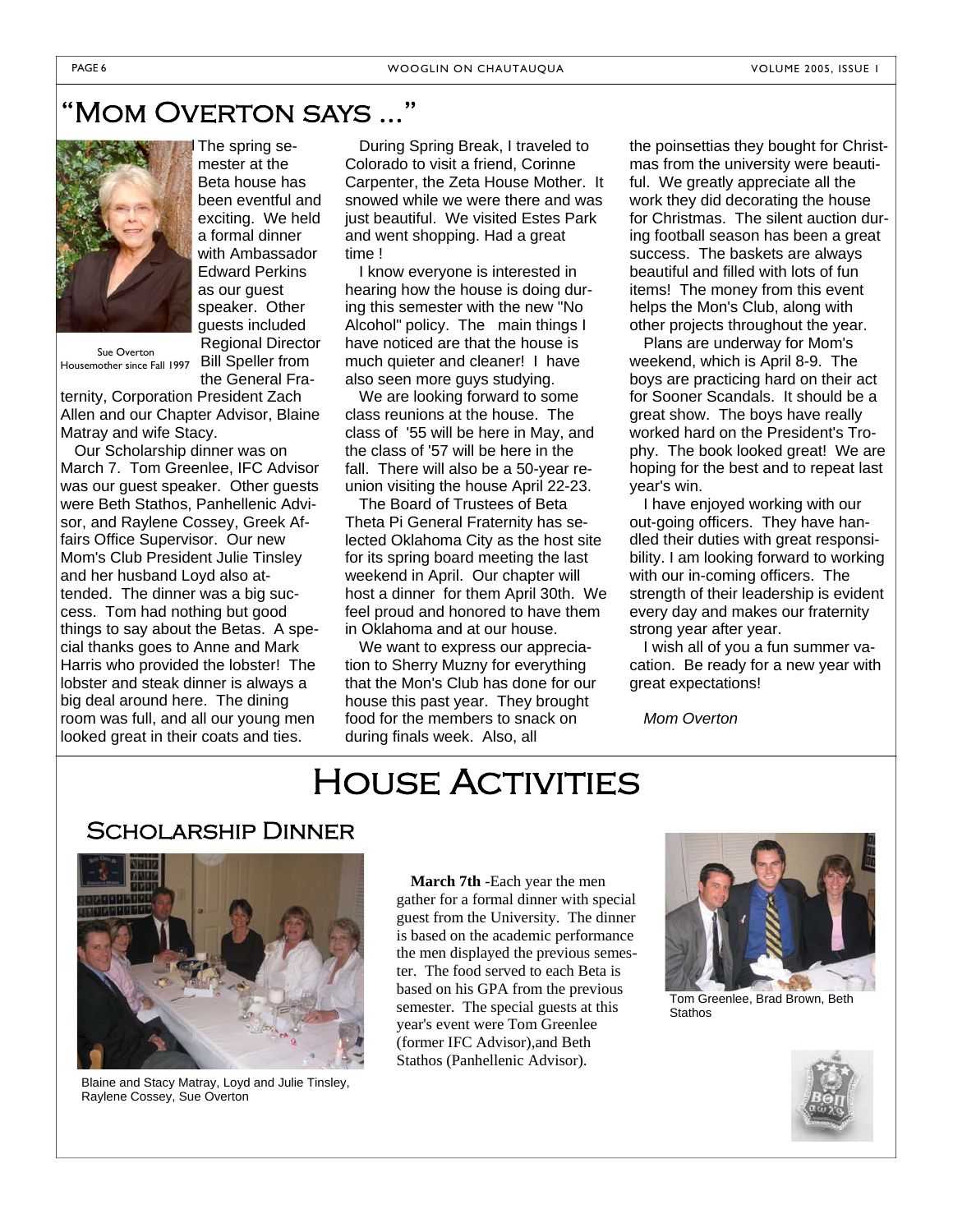# "Mom Overton says ..."

Sue Overton
Housemother since Fall 1997

The spring semester at the Beta house has been eventful and exciting. We held a formal dinner with Ambassador Edward Perkins as our guest speaker. Other guests included Regional Director Bill Speller from the General Fraternity, Corporation President Zach Allen and our Chapter Advisor, Blaine Matray and wife Stacy.

Our Scholarship dinner was on March 7. Tom Greenlee, IFC Advisor was our guest speaker. Other guests were Beth Stathos, Panhellenic Advisor, and Raylene Cossey, Greek Affairs Office Supervisor. Our new Mom's Club President Julie Tinsley and her husband Loyd also attended. The dinner was a big success. Tom had nothing but good things to say about the Betas. A special thanks goes to Anne and Mark Harris who provided the lobster! The lobster and steak dinner is always a big deal around here. The dining room was full, and all our young men looked great in their coats and ties.

During Spring Break, I traveled to Colorado to visit a friend, Corinne Carpenter, the Zeta House Mother. It snowed while we were there and was just beautiful. We visited Estes Park and went shopping. Had a great time !

I know everyone is interested in hearing how the house is doing during this semester with the new "No Alcohol" policy. The main things I have noticed are that the house is much quieter and cleaner! I have also seen more guys studying.

We are looking forward to some class reunions at the house. The class of '55 will be here in May, and the class of '57 will be here in the fall. There will also be a 50-year reunion visiting the house April 22-23.

The Board of Trustees of Beta Theta Pi General Fraternity has selected Oklahoma City as the host site for its spring board meeting the last weekend in April. Our chapter will host a dinner for them April 30th. We feel proud and honored to have them in Oklahoma and at our house.

We want to express our appreciation to Sherry Muzny for everything that the Mon's Club has done for our house this past year. They brought food for the members to snack on during finals week. Also, all the poinsettias they bought for Christmas from the university were beautiful. We greatly appreciate all the work they did decorating the house for Christmas. The silent auction during football season has been a great success. The baskets are always beautiful and filled with lots of fun items! The money from this event helps the Mon's Club, along with other projects throughout the year.

Plans are underway for Mom's weekend, which is April 8-9. The boys are practicing hard on their act for Sooner Scandals. It should be a great show. The boys have really worked hard on the President's Trophy. The book looked great! We are hoping for the best and to repeat last year's win.

I have enjoyed working with our out-going officers. They have handled their duties with great responsibility. I am looking forward to working with our in-coming officers. The strength of their leadership is evident every day and makes our fraternity strong year after year.

I wish all of you a fun summer vacation. Be ready for a new year with great expectations!

*Mom Overton*

# House Activities

## Scholarship Dinner

Blaine and Stacy Matray, Loyd and Julie Tinsley, Raylene Cossey, Sue Overton

**March 7th** -Each year the men gather for a formal dinner with special guest from the University. The dinner is based on the academic performance the men displayed the previous semester. The food served to each Beta is based on his GPA from the previous semester. The special guests at this year's event were Tom Greenlee (former IFC Advisor),and Beth Stathos (Panhellenic Advisor).

Tom Greenlee, Brad Brown, Beth Stathos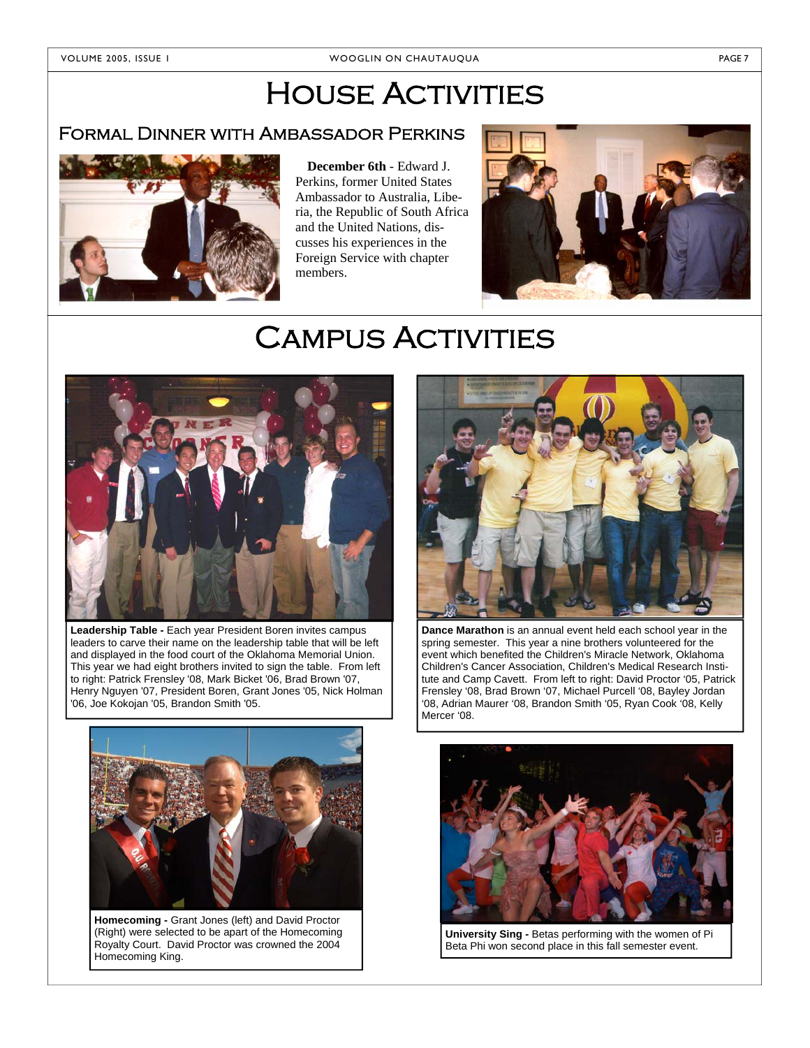# House Activities

## Formal Dinner with Ambassador Perkins

**December 6th** - Edward J. Perkins, former United States Ambassador to Australia, Liberia, the Republic of South Africa and the United Nations, discusses his experiences in the Foreign Service with chapter members.

# Campus Activities

**Leadership Table -** Each year President Boren invites campus leaders to carve their name on the leadership table that will be left and displayed in the food court of the Oklahoma Memorial Union. This year we had eight brothers invited to sign the table. From left to right: Patrick Frensley '08, Mark Bicket '06, Brad Brown '07, Henry Nguyen '07, President Boren, Grant Jones '05, Nick Holman '06, Joe Kokojan '05, Brandon Smith '05.

**Dance Marathon** is an annual event held each school year in the spring semester. This year a nine brothers volunteered for the event which benefited the Children's Miracle Network, Oklahoma Children's Cancer Association, Children's Medical Research Institute and Camp Cavett. From left to right: David Proctor '05, Patrick Frensley '08, Brad Brown '07, Michael Purcell '08, Bayley Jordan '08, Adrian Maurer '08, Brandon Smith '05, Ryan Cook '08, Kelly Mercer '08.

**Homecoming -** Grant Jones (left) and David Proctor (Right) were selected to be apart of the Homecoming Royalty Court. David Proctor was crowned the 2004 Homecoming King.

**University Sing -** Betas performing with the women of Pi Beta Phi won second place in this fall semester event.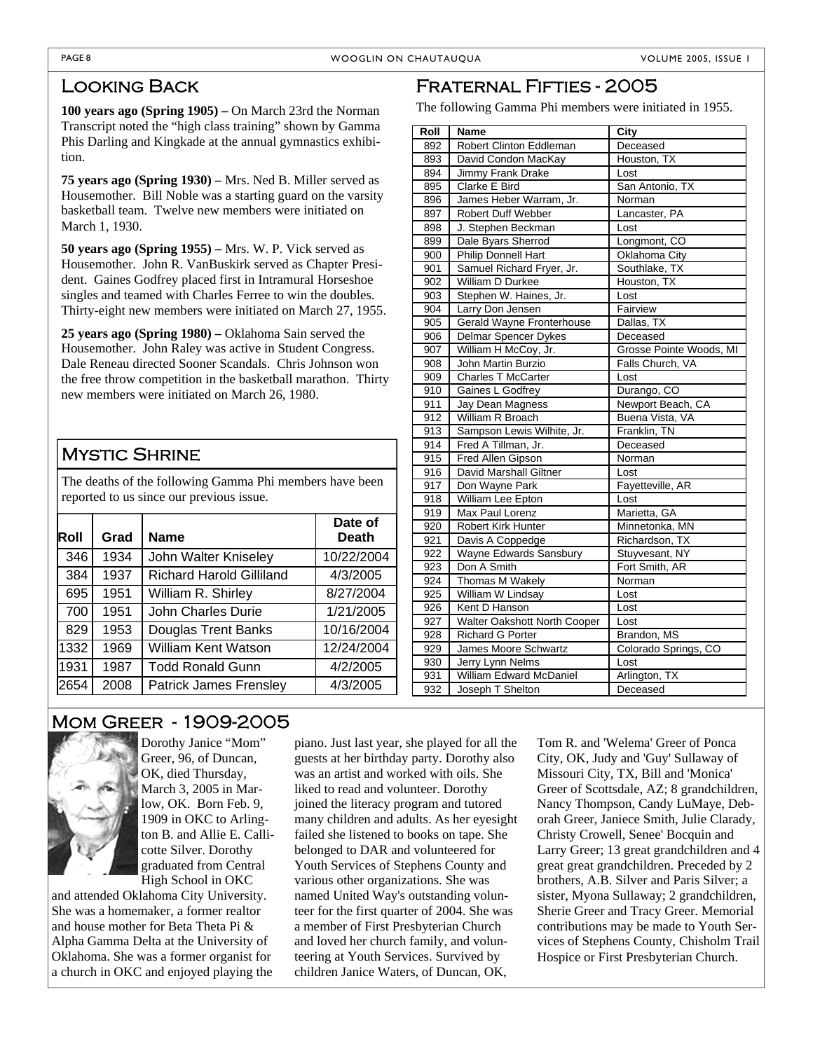## Looking Back

**100 years ago (Spring 1905) –** On March 23rd the Norman Transcript noted the "high class training" shown by Gamma Phis Darling and Kingkade at the annual gymnastics exhibition.

**75 years ago (Spring 1930) –** Mrs. Ned B. Miller served as Housemother. Bill Noble was a starting guard on the varsity basketball team. Twelve new members were initiated on March 1, 1930.

**50 years ago (Spring 1955) –** Mrs. W. P. Vick served as Housemother. John R. VanBuskirk served as Chapter President. Gaines Godfrey placed first in Intramural Horseshoe singles and teamed with Charles Ferree to win the doubles. Thirty-eight new members were initiated on March 27, 1955.

**25 years ago (Spring 1980) –** Oklahoma Sain served the Housemother. John Raley was active in Student Congress. Dale Reneau directed Sooner Scandals. Chris Johnson won the free throw competition in the basketball marathon. Thirty new members were initiated on March 26, 1980.

## Mystic Shrine

The deaths of the following Gamma Phi members have been reported to us since our previous issue.

| Roll | Grad | Name | Date of Death |
|---|---|---|---|
| 346 | 1934 | John Walter Kniseley | 10/22/2004 |
| 384 | 1937 | Richard Harold Gilliland | 4/3/2005 |
| 695 | 1951 | William R. Shirley | 8/27/2004 |
| 700 | 1951 | John Charles Durie | 1/21/2005 |
| 829 | 1953 | Douglas Trent Banks | 10/16/2004 |
| 1332 | 1969 | William Kent Watson | 12/24/2004 |
| 1931 | 1987 | Todd Ronald Gunn | 4/2/2005 |
| 2654 | 2008 | Patrick James Frensley | 4/3/2005 |

## Fraternal Fifties - 2005

The following Gamma Phi members were initiated in 1955.

| Roll | Name | City |
|---|---|---|
| 892 | Robert Clinton Eddleman | Deceased |
| 893 | David Condon MacKay | Houston, TX |
| 894 | Jimmy Frank Drake | Lost |
| 895 | Clarke E Bird | San Antonio, TX |
| 896 | James Heber Warram, Jr. | Norman |
| 897 | Robert Duff Webber | Lancaster, PA |
| 898 | J. Stephen Beckman | Lost |
| 899 | Dale Byars Sherrod | Longmont, CO |
| 900 | Philip Donnell Hart | Oklahoma City |
| 901 | Samuel Richard Fryer, Jr. | Southlake, TX |
| 902 | William D Durkee | Houston, TX |
| 903 | Stephen W. Haines, Jr. | Lost |
| 904 | Larry Don Jensen | Fairview |
| 905 | Gerald Wayne Fronterhouse | Dallas, TX |
| 906 | Delmar Spencer Dykes | Deceased |
| 907 | William H McCoy, Jr. | Grosse Pointe Woods, MI |
| 908 | John Martin Burzio | Falls Church, VA |
| 909 | Charles T McCarter | Lost |
| 910 | Gaines L Godfrey | Durango, CO |
| 911 | Jay Dean Magness | Newport Beach, CA |
| 912 | William R Broach | Buena Vista, VA |
| 913 | Sampson Lewis Wilhite, Jr. | Franklin, TN |
| 914 | Fred A Tillman, Jr. | Deceased |
| 915 | Fred Allen Gipson | Norman |
| 916 | David Marshall Giltner | Lost |
| 917 | Don Wayne Park | Fayetteville, AR |
| 918 | William Lee Epton | Lost |
| 919 | Max Paul Lorenz | Marietta, GA |
| 920 | Robert Kirk Hunter | Minnetonka, MN |
| 921 | Davis A Coppedge | Richardson, TX |
| 922 | Wayne Edwards Sansbury | Stuyvesant, NY |
| 923 | Don A Smith | Fort Smith, AR |
| 924 | Thomas M Wakely | Norman |
| 925 | William W Lindsay | Lost |
| 926 | Kent D Hanson | Lost |
| 927 | Walter Oakshott North Cooper | Lost |
| 928 | Richard G Porter | Brandon, MS |
| 929 | James Moore Schwartz | Colorado Springs, CO |
| 930 | Jerry Lynn Nelms | Lost |
| 931 | William Edward McDaniel | Arlington, TX |
| 932 | Joseph T Shelton | Deceased |

## Mom Greer - 1909-2005

Dorothy Janice "Mom" Greer, 96, of Duncan, OK, died Thursday, March 3, 2005 in Marlow, OK. Born Feb. 9, 1909 in OKC to Arlington B. and Allie E. Callicotte Silver. Dorothy graduated from Central High School in OKC and attended Oklahoma City University. She was a homemaker, a former realtor and house mother for Beta Theta Pi & Alpha Gamma Delta at the University of Oklahoma. She was a former organist for a church in OKC and enjoyed playing the piano. Just last year, she played for all the guests at her birthday party. Dorothy also was an artist and worked with oils. She liked to read and volunteer. Dorothy joined the literacy program and tutored many children and adults. As her eyesight failed she listened to books on tape. She belonged to DAR and volunteered for Youth Services of Stephens County and various other organizations. She was named United Way's outstanding volunteer for the first quarter of 2004. She was a member of First Presbyterian Church and loved her church family, and volunteering at Youth Services. Survived by children Janice Waters, of Duncan, OK, Tom R. and 'Welema' Greer of Ponca City, OK, Judy and 'Guy' Sullaway of Missouri City, TX, Bill and 'Monica' Greer of Scottsdale, AZ; 8 grandchildren, Nancy Thompson, Candy LuMaye, Deborah Greer, Janiece Smith, Julie Clarady, Christy Crowell, Senee' Bocquin and Larry Greer; 13 great grandchildren and 4 great great grandchildren. Preceded by 2 brothers, A.B. Silver and Paris Silver; a sister, Myona Sullaway; 2 grandchildren, Sherie Greer and Tracy Greer. Memorial contributions may be made to Youth Services of Stephens County, Chisholm Trail Hospice or First Presbyterian Church.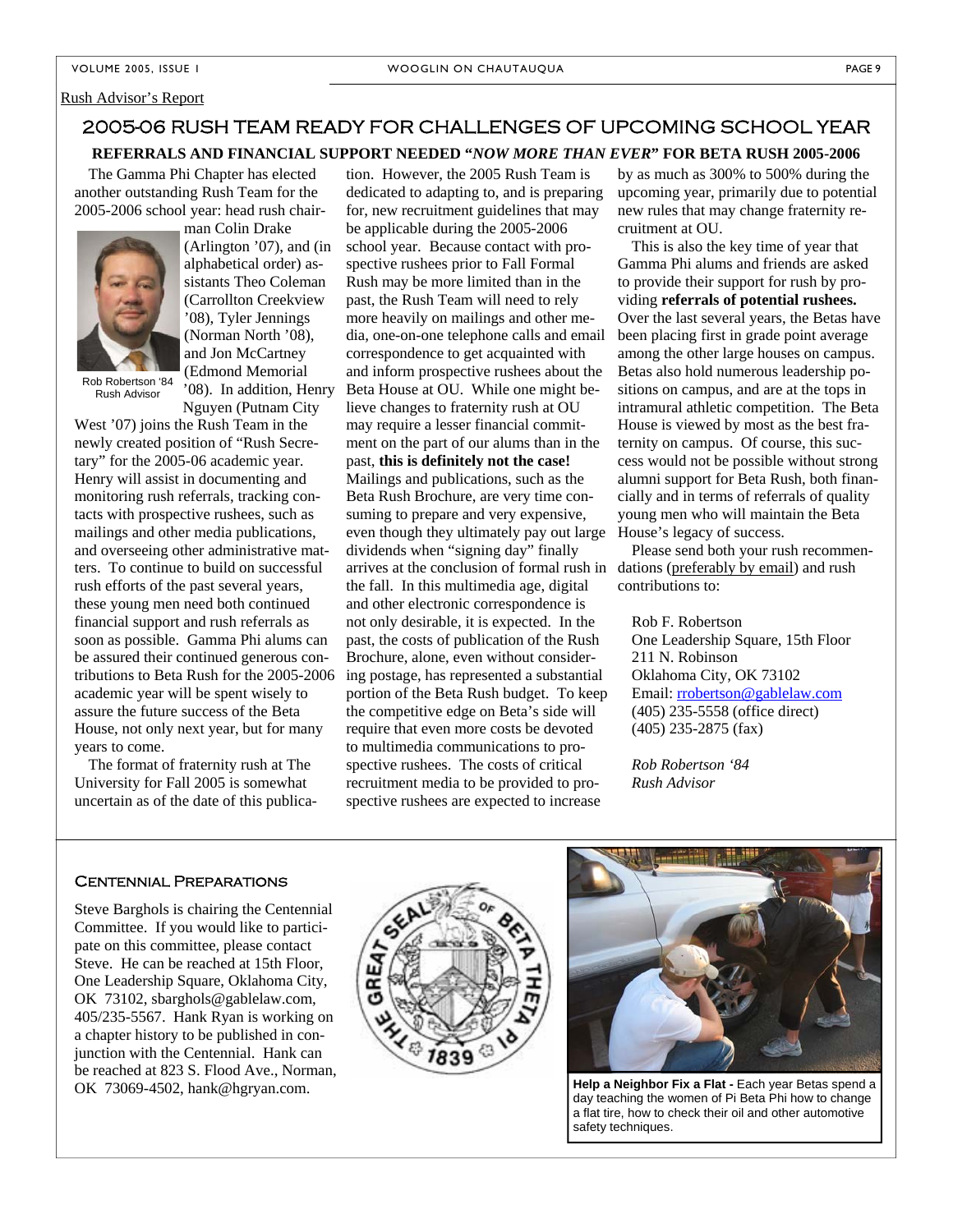Rush Advisor's Report

## 2005-06 RUSH TEAM READY FOR CHALLENGES OF UPCOMING SCHOOL YEAR

**REFERRALS AND FINANCIAL SUPPORT NEEDED "*NOW MORE THAN EVER*" FOR BETA RUSH 2005-2006**

The Gamma Phi Chapter has elected another outstanding Rush Team for the 2005-2006 school year: head rush chairman Colin Drake (Arlington '07), and (in alphabetical order) assistants Theo Coleman (Carrollton Creekview '08), Tyler Jennings (Norman North '08), and Jon McCartney (Edmond Memorial '08). In addition, Henry Nguyen (Putnam City West '07) joins the Rush Team in the newly created position of "Rush Secretary" for the 2005-06 academic year. Henry will assist in documenting and monitoring rush referrals, tracking contacts with prospective rushees, such as mailings and other media publications, and overseeing other administrative matters. To continue to build on successful rush efforts of the past several years, these young men need both continued financial support and rush referrals as soon as possible. Gamma Phi alums can be assured their continued generous contributions to Beta Rush for the 2005-2006 academic year will be spent wisely to assure the future success of the Beta House, not only next year, but for many years to come.

Rob Robertson '84
Rush Advisor

The format of fraternity rush at The University for Fall 2005 is somewhat uncertain as of the date of this publication. However, the 2005 Rush Team is dedicated to adapting to, and is preparing for, new recruitment guidelines that may be applicable during the 2005-2006 school year. Because contact with prospective rushees prior to Fall Formal Rush may be more limited than in the past, the Rush Team will need to rely more heavily on mailings and other media, one-on-one telephone calls and email correspondence to get acquainted with and inform prospective rushees about the Beta House at OU. While one might believe changes to fraternity rush at OU may require a lesser financial commitment on the part of our alums than in the past, **this is definitely not the case!** Mailings and publications, such as the Beta Rush Brochure, are very time consuming to prepare and very expensive, even though they ultimately pay out large dividends when "signing day" finally arrives at the conclusion of formal rush in the fall. In this multimedia age, digital and other electronic correspondence is not only desirable, it is expected. In the past, the costs of publication of the Rush Brochure, alone, even without considering postage, has represented a substantial portion of the Beta Rush budget. To keep the competitive edge on Beta's side will require that even more costs be devoted to multimedia communications to prospective rushees. The costs of critical recruitment media to be provided to prospective rushees are expected to increase by as much as 300% to 500% during the upcoming year, primarily due to potential new rules that may change fraternity recruitment at OU.

This is also the key time of year that Gamma Phi alums and friends are asked to provide their support for rush by providing **referrals of potential rushees.** Over the last several years, the Betas have been placing first in grade point average among the other large houses on campus. Betas also hold numerous leadership positions on campus, and are at the tops in intramural athletic competition. The Beta House is viewed by most as the best fraternity on campus. Of course, this success would not be possible without strong alumni support for Beta Rush, both financially and in terms of referrals of quality young men who will maintain the Beta House's legacy of success.

Please send both your rush recommendations (preferably by email) and rush contributions to:

Rob F. Robertson
One Leadership Square, 15th Floor
211 N. Robinson
Oklahoma City, OK 73102
Email: rrobertson@gablelaw.com
(405) 235-5558 (office direct)
(405) 235-2875 (fax)

*Rob Robertson '84*
*Rush Advisor*

### Centennial Preparations

Steve Barghols is chairing the Centennial Committee. If you would like to participate on this committee, please contact Steve. He can be reached at 15th Floor, One Leadership Square, Oklahoma City, OK 73102, sbarghols@gablelaw.com, 405/235-5567. Hank Ryan is working on a chapter history to be published in conjunction with the Centennial. Hank can be reached at 823 S. Flood Ave., Norman, OK 73069-4502, hank@hgryan.com.

THE GREAT SEAL OF BETA THETA PI 1839

**Help a Neighbor Fix a Flat -** Each year Betas spend a day teaching the women of Pi Beta Phi how to change a flat tire, how to check their oil and other automotive safety techniques.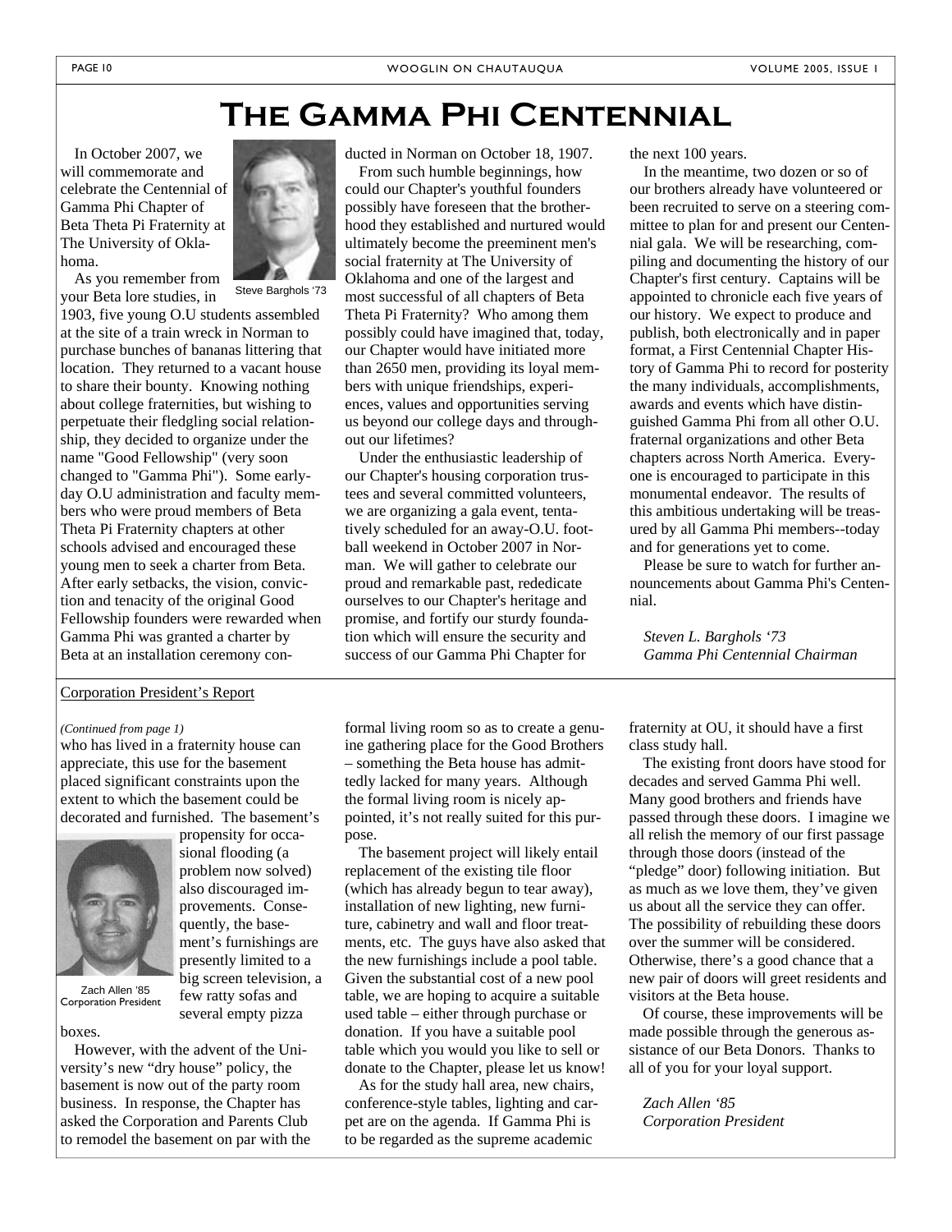# The Gamma Phi Centennial

In October 2007, we will commemorate and celebrate the Centennial of Gamma Phi Chapter of Beta Theta Pi Fraternity at The University of Oklahoma.

Steve Barghols '73

As you remember from your Beta lore studies, in 1903, five young O.U students assembled at the site of a train wreck in Norman to purchase bunches of bananas littering that location. They returned to a vacant house to share their bounty. Knowing nothing about college fraternities, but wishing to perpetuate their fledgling social relationship, they decided to organize under the name "Good Fellowship" (very soon changed to "Gamma Phi"). Some early-day O.U administration and faculty members who were proud members of Beta Theta Pi Fraternity chapters at other schools advised and encouraged these young men to seek a charter from Beta. After early setbacks, the vision, conviction and tenacity of the original Good Fellowship founders were rewarded when Gamma Phi was granted a charter by Beta at an installation ceremony conducted in Norman on October 18, 1907.

From such humble beginnings, how could our Chapter's youthful founders possibly have foreseen that the brotherhood they established and nurtured would ultimately become the preeminent men's social fraternity at The University of Oklahoma and one of the largest and most successful of all chapters of Beta Theta Pi Fraternity? Who among them possibly could have imagined that, today, our Chapter would have initiated more than 2650 men, providing its loyal members with unique friendships, experiences, values and opportunities serving us beyond our college days and throughout our lifetimes?

Under the enthusiastic leadership of our Chapter's housing corporation trustees and several committed volunteers, we are organizing a gala event, tentatively scheduled for an away-O.U. football weekend in October 2007 in Norman. We will gather to celebrate our proud and remarkable past, rededicate ourselves to our Chapter's heritage and promise, and fortify our sturdy foundation which will ensure the security and success of our Gamma Phi Chapter for the next 100 years.

In the meantime, two dozen or so of our brothers already have volunteered or been recruited to serve on a steering committee to plan for and present our Centennial gala. We will be researching, compiling and documenting the history of our Chapter's first century. Captains will be appointed to chronicle each five years of our history. We expect to produce and publish, both electronically and in paper format, a First Centennial Chapter History of Gamma Phi to record for posterity the many individuals, accomplishments, awards and events which have distinguished Gamma Phi from all other O.U. fraternal organizations and other Beta chapters across North America. Everyone is encouraged to participate in this monumental endeavor. The results of this ambitious undertaking will be treasured by all Gamma Phi members--today and for generations yet to come.

Please be sure to watch for further announcements about Gamma Phi's Centennial.

*Steven L. Barghols '73*
*Gamma Phi Centennial Chairman*

---

## Corporation President's Report

*(Continued from page 1)*

who has lived in a fraternity house can appreciate, this use for the basement placed significant constraints upon the extent to which the basement could be decorated and furnished. The basement's propensity for occasional flooding (a problem now solved) also discouraged improvements. Consequently, the basement's furnishings are presently limited to a big screen television, a few ratty sofas and several empty pizza boxes.

Zach Allen '85
Corporation President

However, with the advent of the University's new "dry house" policy, the basement is now out of the party room business. In response, the Chapter has asked the Corporation and Parents Club to remodel the basement on par with the formal living room so as to create a genuine gathering place for the Good Brothers – something the Beta house has admittedly lacked for many years. Although the formal living room is nicely appointed, it's not really suited for this purpose.

The basement project will likely entail replacement of the existing tile floor (which has already begun to tear away), installation of new lighting, new furniture, cabinetry and wall and floor treatments, etc. The guys have also asked that the new furnishings include a pool table. Given the substantial cost of a new pool table, we are hoping to acquire a suitable used table – either through purchase or donation. If you have a suitable pool table which you would like to sell or donate to the Chapter, please let us know!

As for the study hall area, new chairs, conference-style tables, lighting and carpet are on the agenda. If Gamma Phi is to be regarded as the supreme academic fraternity at OU, it should have a first class study hall.

The existing front doors have stood for decades and served Gamma Phi well. Many good brothers and friends have passed through these doors. I imagine we all relish the memory of our first passage through those doors (instead of the "pledge" door) following initiation. But as much as we love them, they've given us about all the service they can offer. The possibility of rebuilding these doors over the summer will be considered. Otherwise, there's a good chance that a new pair of doors will greet residents and visitors at the Beta house.

Of course, these improvements will be made possible through the generous assistance of our Beta Donors. Thanks to all of you for your loyal support.

*Zach Allen '85*
*Corporation President*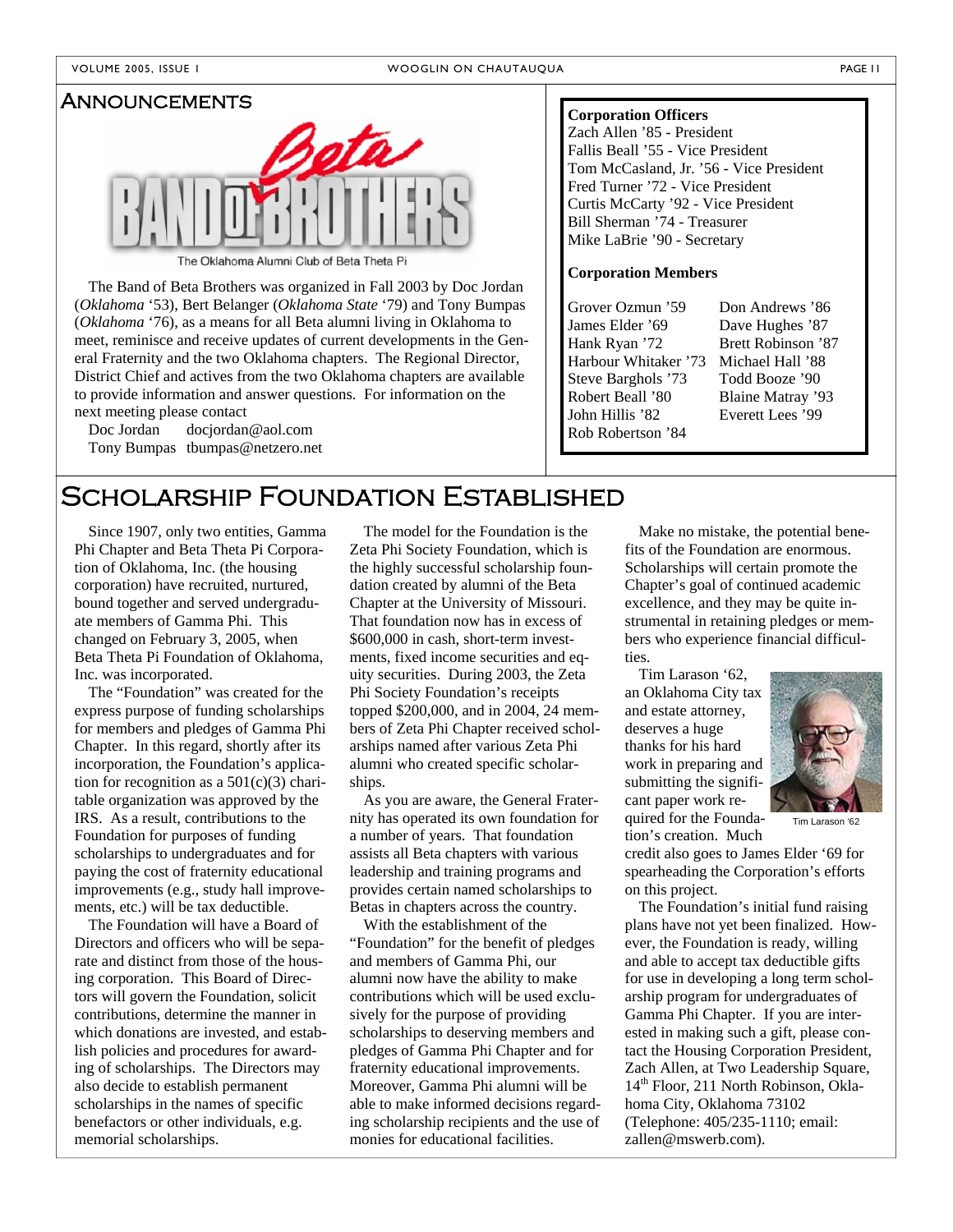## Announcements

Beta BAND OF BROTHERS

The Oklahoma Alumni Club of Beta Theta Pi

The Band of Beta Brothers was organized in Fall 2003 by Doc Jordan (*Oklahoma* '53), Bert Belanger (*Oklahoma State* '79) and Tony Bumpas (*Oklahoma* '76), as a means for all Beta alumni living in Oklahoma to meet, reminisce and receive updates of current developments in the General Fraternity and the two Oklahoma chapters. The Regional Director, District Chief and actives from the two Oklahoma chapters are available to provide information and answer questions. For information on the next meeting please contact

Doc Jordan docjordan@aol.com
Tony Bumpas tbumpas@netzero.net

**Corporation Officers**

Zach Allen '85 - President
Fallis Beall '55 - Vice President
Tom McCasland, Jr. '56 - Vice President
Fred Turner '72 - Vice President
Curtis McCarty '92 - Vice President
Bill Sherman '74 - Treasurer
Mike LaBrie '90 - Secretary

**Corporation Members**

Grover Ozmun '59
James Elder '69
Hank Ryan '72
Harbour Whitaker '73
Steve Barghols '73
Robert Beall '80
John Hillis '82
Rob Robertson '84
Don Andrews '86
Dave Hughes '87
Brett Robinson '87
Michael Hall '88
Todd Booze '90
Blaine Matray '93
Everett Lees '99

## Scholarship Foundation Established

Since 1907, only two entities, Gamma Phi Chapter and Beta Theta Pi Corporation of Oklahoma, Inc. (the housing corporation) have recruited, nurtured, bound together and served undergraduate members of Gamma Phi. This changed on February 3, 2005, when Beta Theta Pi Foundation of Oklahoma, Inc. was incorporated.

The "Foundation" was created for the express purpose of funding scholarships for members and pledges of Gamma Phi Chapter. In this regard, shortly after its incorporation, the Foundation's application for recognition as a 501(c)(3) charitable organization was approved by the IRS. As a result, contributions to the Foundation for purposes of funding scholarships to undergraduates and for paying the cost of fraternity educational improvements (e.g., study hall improvements, etc.) will be tax deductible.

The Foundation will have a Board of Directors and officers who will be separate and distinct from those of the housing corporation. This Board of Directors will govern the Foundation, solicit contributions, determine the manner in which donations are invested, and establish policies and procedures for awarding of scholarships. The Directors may also decide to establish permanent scholarships in the names of specific benefactors or other individuals, e.g. memorial scholarships.

The model for the Foundation is the Zeta Phi Society Foundation, which is the highly successful scholarship foundation created by alumni of the Beta Chapter at the University of Missouri. That foundation now has in excess of $600,000 in cash, short-term investments, fixed income securities and equity securities. During 2003, the Zeta Phi Society Foundation's receipts topped $200,000, and in 2004, 24 members of Zeta Phi Chapter received scholarships named after various Zeta Phi alumni who created specific scholarships.

As you are aware, the General Fraternity has operated its own foundation for a number of years. That foundation assists all Beta chapters with various leadership and training programs and provides certain named scholarships to Betas in chapters across the country.

With the establishment of the "Foundation" for the benefit of pledges and members of Gamma Phi, our alumni now have the ability to make contributions which will be used exclusively for the purpose of providing scholarships to deserving members and pledges of Gamma Phi Chapter and for fraternity educational improvements. Moreover, Gamma Phi alumni will be able to make informed decisions regarding scholarship recipients and the use of monies for educational facilities.

Make no mistake, the potential benefits of the Foundation are enormous. Scholarships will certain promote the Chapter's goal of continued academic excellence, and they may be quite instrumental in retaining pledges or members who experience financial difficulties.

Tim Larason '62, an Oklahoma City tax and estate attorney, deserves a huge thanks for his hard work in preparing and submitting the significant paper work required for the Foundation's creation. Much credit also goes to James Elder '69 for spearheading the Corporation's efforts on this project.

Tim Larason '62

The Foundation's initial fund raising plans have not yet been finalized. However, the Foundation is ready, willing and able to accept tax deductible gifts for use in developing a long term scholarship program for undergraduates of Gamma Phi Chapter. If you are interested in making such a gift, please contact the Housing Corporation President, Zach Allen, at Two Leadership Square, 14th Floor, 211 North Robinson, Oklahoma City, Oklahoma 73102 (Telephone: 405/235-1110; email: zallen@mswerb.com).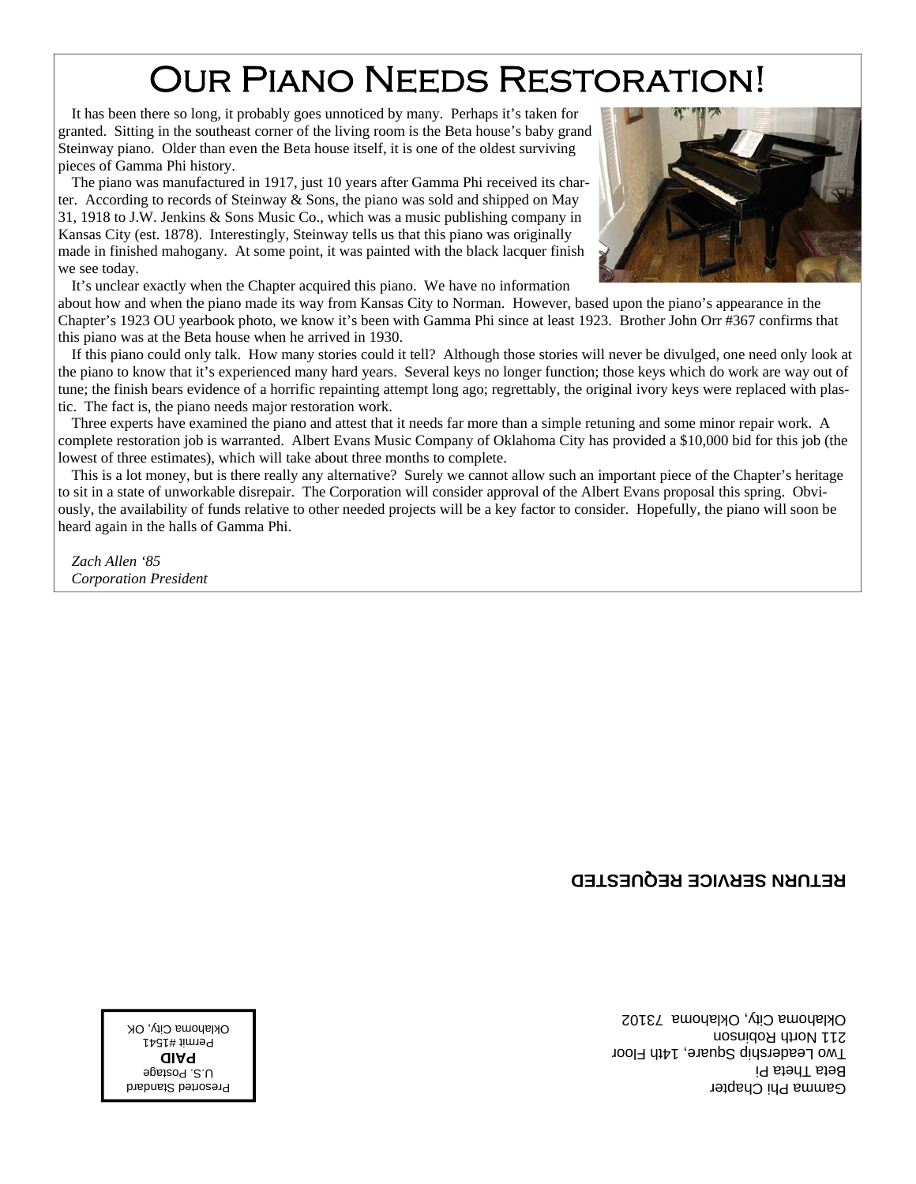# Our Piano Needs Restoration!

It has been there so long, it probably goes unnoticed by many. Perhaps it's taken for granted. Sitting in the southeast corner of the living room is the Beta house's baby grand Steinway piano. Older than even the Beta house itself, it is one of the oldest surviving pieces of Gamma Phi history.

The piano was manufactured in 1917, just 10 years after Gamma Phi received its charter. According to records of Steinway & Sons, the piano was sold and shipped on May 31, 1918 to J.W. Jenkins & Sons Music Co., which was a music publishing company in Kansas City (est. 1878). Interestingly, Steinway tells us that this piano was originally made in finished mahogany. At some point, it was painted with the black lacquer finish we see today.

It's unclear exactly when the Chapter acquired this piano. We have no information about how and when the piano made its way from Kansas City to Norman. However, based upon the piano's appearance in the Chapter's 1923 OU yearbook photo, we know it's been with Gamma Phi since at least 1923. Brother John Orr #367 confirms that this piano was at the Beta house when he arrived in 1930.

If this piano could only talk. How many stories could it tell? Although those stories will never be divulged, one need only look at the piano to know that it's experienced many hard years. Several keys no longer function; those keys which do work are way out of tune; the finish bears evidence of a horrific repainting attempt long ago; regrettably, the original ivory keys were replaced with plastic. The fact is, the piano needs major restoration work.

Three experts have examined the piano and attest that it needs far more than a simple retuning and some minor repair work. A complete restoration job is warranted. Albert Evans Music Company of Oklahoma City has provided a $10,000 bid for this job (the lowest of three estimates), which will take about three months to complete.

This is a lot money, but is there really any alternative? Surely we cannot allow such an important piece of the Chapter's heritage to sit in a state of unworkable disrepair. The Corporation will consider approval of the Albert Evans proposal this spring. Obviously, the availability of funds relative to other needed projects will be a key factor to consider. Hopefully, the piano will soon be heard again in the halls of Gamma Phi.

*Zach Allen '85*
*Corporation President*

**RETURN SERVICE REQUESTED**

Gamma Phi Chapter
Beta Theta Pi
Two Leadership Square, 14th Floor
211 North Robinson
Oklahoma City, Oklahoma 73102

Presorted Standard
U.S. Postage
**PAID**
Permit #1541
Oklahoma City, OK